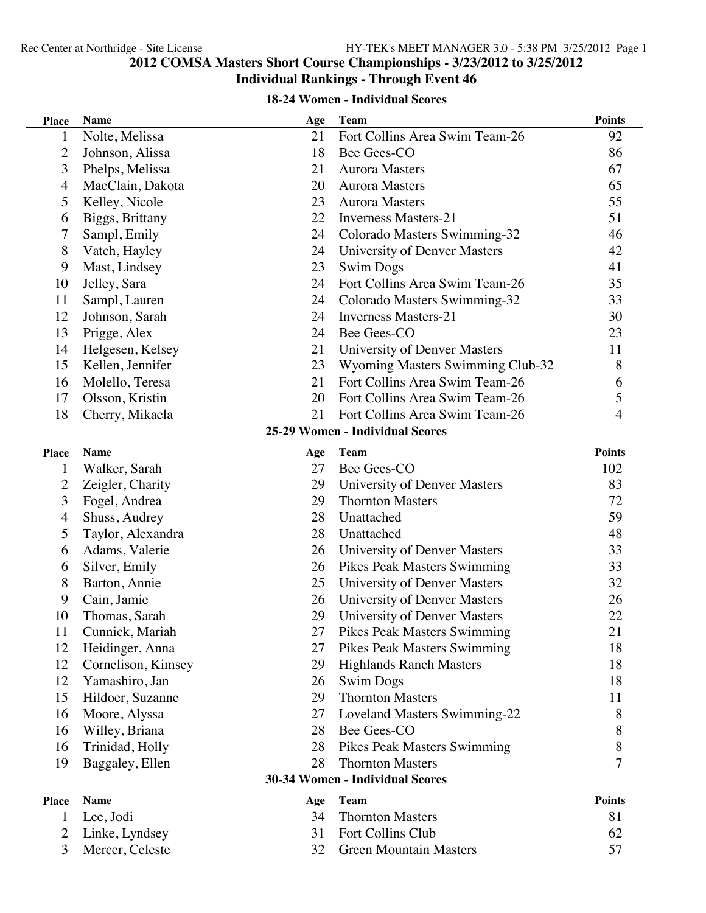## 2012 COMSA Masters Short Course Championships - 3/23/2012 to 3/25/2012

## Individual Rankings - Through Event 46

### 18-24 Women - Individual Scores

| Place | Name | Age | Team | Points |
|---|---|---|---|---|
| 1 | Nolte, Melissa | 21 | Fort Collins Area Swim Team-26 | 92 |
| 2 | Johnson, Alissa | 18 | Bee Gees-CO | 86 |
| 3 | Phelps, Melissa | 21 | Aurora Masters | 67 |
| 4 | MacClain, Dakota | 20 | Aurora Masters | 65 |
| 5 | Kelley, Nicole | 23 | Aurora Masters | 55 |
| 6 | Biggs, Brittany | 22 | Inverness Masters-21 | 51 |
| 7 | Sampl, Emily | 24 | Colorado Masters Swimming-32 | 46 |
| 8 | Vatch, Hayley | 24 | University of Denver Masters | 42 |
| 9 | Mast, Lindsey | 23 | Swim Dogs | 41 |
| 10 | Jelley, Sara | 24 | Fort Collins Area Swim Team-26 | 35 |
| 11 | Sampl, Lauren | 24 | Colorado Masters Swimming-32 | 33 |
| 12 | Johnson, Sarah | 24 | Inverness Masters-21 | 30 |
| 13 | Prigge, Alex | 24 | Bee Gees-CO | 23 |
| 14 | Helgesen, Kelsey | 21 | University of Denver Masters | 11 |
| 15 | Kellen, Jennifer | 23 | Wyoming Masters Swimming Club-32 | 8 |
| 16 | Molello, Teresa | 21 | Fort Collins Area Swim Team-26 | 6 |
| 17 | Olsson, Kristin | 20 | Fort Collins Area Swim Team-26 | 5 |
| 18 | Cherry, Mikaela | 21 | Fort Collins Area Swim Team-26 | 4 |

### 25-29 Women - Individual Scores

| Place | Name | Age | Team | Points |
|---|---|---|---|---|
| 1 | Walker, Sarah | 27 | Bee Gees-CO | 102 |
| 2 | Zeigler, Charity | 29 | University of Denver Masters | 83 |
| 3 | Fogel, Andrea | 29 | Thornton Masters | 72 |
| 4 | Shuss, Audrey | 28 | Unattached | 59 |
| 5 | Taylor, Alexandra | 28 | Unattached | 48 |
| 6 | Adams, Valerie | 26 | University of Denver Masters | 33 |
| 6 | Silver, Emily | 26 | Pikes Peak Masters Swimming | 33 |
| 8 | Barton, Annie | 25 | University of Denver Masters | 32 |
| 9 | Cain, Jamie | 26 | University of Denver Masters | 26 |
| 10 | Thomas, Sarah | 29 | University of Denver Masters | 22 |
| 11 | Cunnick, Mariah | 27 | Pikes Peak Masters Swimming | 21 |
| 12 | Heidinger, Anna | 27 | Pikes Peak Masters Swimming | 18 |
| 12 | Cornelison, Kimsey | 29 | Highlands Ranch Masters | 18 |
| 12 | Yamashiro, Jan | 26 | Swim Dogs | 18 |
| 15 | Hildoer, Suzanne | 29 | Thornton Masters | 11 |
| 16 | Moore, Alyssa | 27 | Loveland Masters Swimming-22 | 8 |
| 16 | Willey, Briana | 28 | Bee Gees-CO | 8 |
| 16 | Trinidad, Holly | 28 | Pikes Peak Masters Swimming | 8 |
| 19 | Baggaley, Ellen | 28 | Thornton Masters | 7 |

### 30-34 Women - Individual Scores

| Place | Name | Age | Team | Points |
|---|---|---|---|---|
| 1 | Lee, Jodi | 34 | Thornton Masters | 81 |
| 2 | Linke, Lyndsey | 31 | Fort Collins Club | 62 |
| 3 | Mercer, Celeste | 32 | Green Mountain Masters | 57 |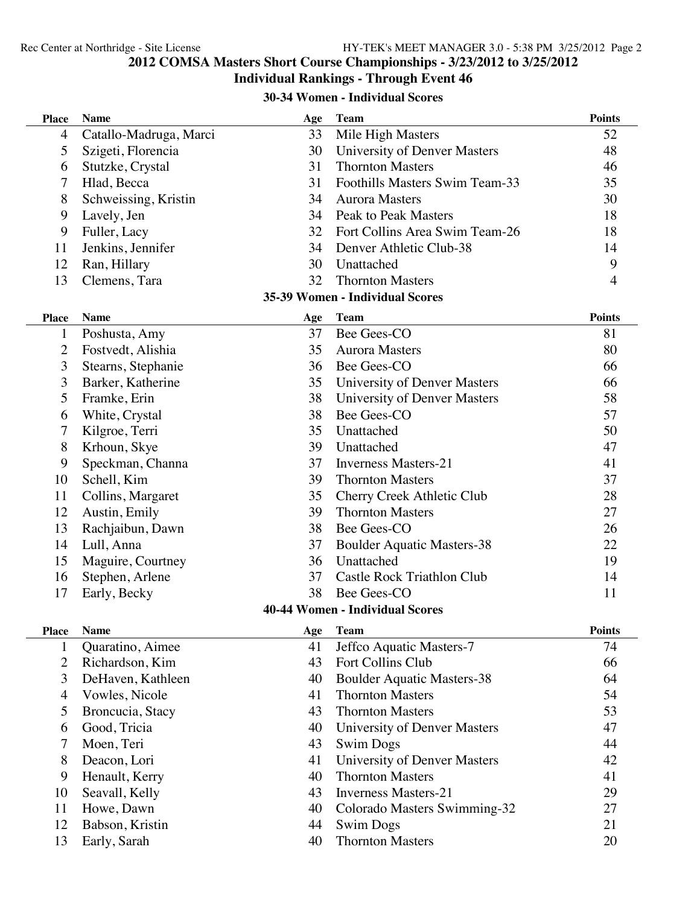## 2012 COMSA Masters Short Course Championships - 3/23/2012 to 3/25/2012

### Individual Rankings - Through Event 46

#### 30-34 Women - Individual Scores

| Place | Name | Age | Team | Points |
|---|---|---|---|---|
| 4 | Catallo-Madruga, Marci | 33 | Mile High Masters | 52 |
| 5 | Szigeti, Florencia | 30 | University of Denver Masters | 48 |
| 6 | Stutzke, Crystal | 31 | Thornton Masters | 46 |
| 7 | Hlad, Becca | 31 | Foothills Masters Swim Team-33 | 35 |
| 8 | Schweissing, Kristin | 34 | Aurora Masters | 30 |
| 9 | Lavely, Jen | 34 | Peak to Peak Masters | 18 |
| 9 | Fuller, Lacy | 32 | Fort Collins Area Swim Team-26 | 18 |
| 11 | Jenkins, Jennifer | 34 | Denver Athletic Club-38 | 14 |
| 12 | Ran, Hillary | 30 | Unattached | 9 |
| 13 | Clemens, Tara | 32 | Thornton Masters | 4 |

#### 35-39 Women - Individual Scores

| Place | Name | Age | Team | Points |
|---|---|---|---|---|
| 1 | Poshusta, Amy | 37 | Bee Gees-CO | 81 |
| 2 | Fostvedt, Alishia | 35 | Aurora Masters | 80 |
| 3 | Stearns, Stephanie | 36 | Bee Gees-CO | 66 |
| 3 | Barker, Katherine | 35 | University of Denver Masters | 66 |
| 5 | Framke, Erin | 38 | University of Denver Masters | 58 |
| 6 | White, Crystal | 38 | Bee Gees-CO | 57 |
| 7 | Kilgroe, Terri | 35 | Unattached | 50 |
| 8 | Krhoun, Skye | 39 | Unattached | 47 |
| 9 | Speckman, Channa | 37 | Inverness Masters-21 | 41 |
| 10 | Schell, Kim | 39 | Thornton Masters | 37 |
| 11 | Collins, Margaret | 35 | Cherry Creek Athletic Club | 28 |
| 12 | Austin, Emily | 39 | Thornton Masters | 27 |
| 13 | Rachjaibun, Dawn | 38 | Bee Gees-CO | 26 |
| 14 | Lull, Anna | 37 | Boulder Aquatic Masters-38 | 22 |
| 15 | Maguire, Courtney | 36 | Unattached | 19 |
| 16 | Stephen, Arlene | 37 | Castle Rock Triathlon Club | 14 |
| 17 | Early, Becky | 38 | Bee Gees-CO | 11 |

#### 40-44 Women - Individual Scores

| Place | Name | Age | Team | Points |
|---|---|---|---|---|
| 1 | Quaratino, Aimee | 41 | Jeffco Aquatic Masters-7 | 74 |
| 2 | Richardson, Kim | 43 | Fort Collins Club | 66 |
| 3 | DeHaven, Kathleen | 40 | Boulder Aquatic Masters-38 | 64 |
| 4 | Vowles, Nicole | 41 | Thornton Masters | 54 |
| 5 | Broncucia, Stacy | 43 | Thornton Masters | 53 |
| 6 | Good, Tricia | 40 | University of Denver Masters | 47 |
| 7 | Moen, Teri | 43 | Swim Dogs | 44 |
| 8 | Deacon, Lori | 41 | University of Denver Masters | 42 |
| 9 | Henault, Kerry | 40 | Thornton Masters | 41 |
| 10 | Seavall, Kelly | 43 | Inverness Masters-21 | 29 |
| 11 | Howe, Dawn | 40 | Colorado Masters Swimming-32 | 27 |
| 12 | Babson, Kristin | 44 | Swim Dogs | 21 |
| 13 | Early, Sarah | 40 | Thornton Masters | 20 |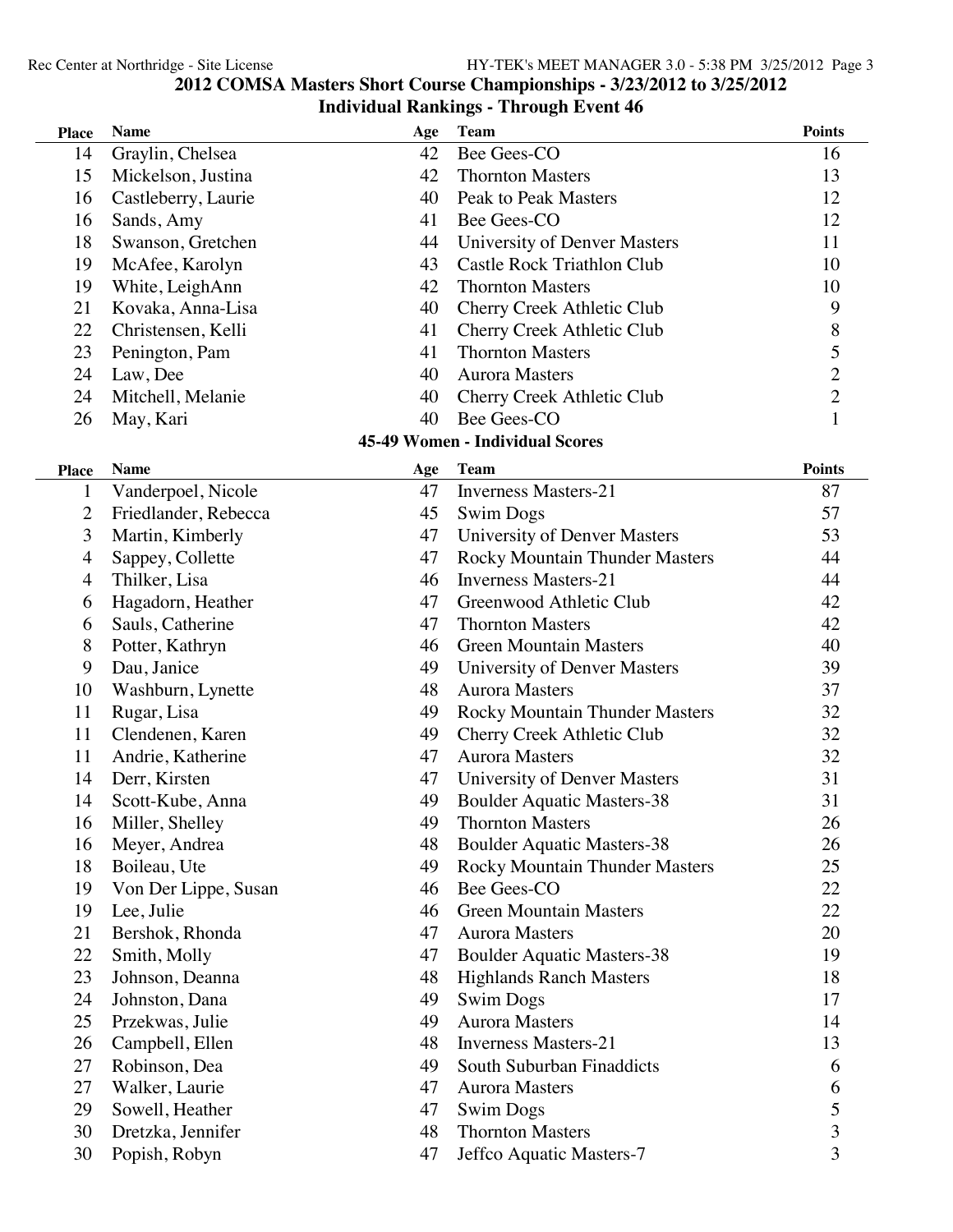## 2012 COMSA Masters Short Course Championships - 3/23/2012 to 3/25/2012

### Individual Rankings - Through Event 46

| Place | Name | Age | Team | Points |
|---|---|---|---|---|
| 14 | Graylin, Chelsea | 42 | Bee Gees-CO | 16 |
| 15 | Mickelson, Justina | 42 | Thornton Masters | 13 |
| 16 | Castleberry, Laurie | 40 | Peak to Peak Masters | 12 |
| 16 | Sands, Amy | 41 | Bee Gees-CO | 12 |
| 18 | Swanson, Gretchen | 44 | University of Denver Masters | 11 |
| 19 | McAfee, Karolyn | 43 | Castle Rock Triathlon Club | 10 |
| 19 | White, LeighAnn | 42 | Thornton Masters | 10 |
| 21 | Kovaka, Anna-Lisa | 40 | Cherry Creek Athletic Club | 9 |
| 22 | Christensen, Kelli | 41 | Cherry Creek Athletic Club | 8 |
| 23 | Penington, Pam | 41 | Thornton Masters | 5 |
| 24 | Law, Dee | 40 | Aurora Masters | 2 |
| 24 | Mitchell, Melanie | 40 | Cherry Creek Athletic Club | 2 |
| 26 | May, Kari | 40 | Bee Gees-CO | 1 |

### 45-49 Women - Individual Scores

| Place | Name | Age | Team | Points |
|---|---|---|---|---|
| 1 | Vanderpoel, Nicole | 47 | Inverness Masters-21 | 87 |
| 2 | Friedlander, Rebecca | 45 | Swim Dogs | 57 |
| 3 | Martin, Kimberly | 47 | University of Denver Masters | 53 |
| 4 | Sappey, Collette | 47 | Rocky Mountain Thunder Masters | 44 |
| 4 | Thilker, Lisa | 46 | Inverness Masters-21 | 44 |
| 6 | Hagadorn, Heather | 47 | Greenwood Athletic Club | 42 |
| 6 | Sauls, Catherine | 47 | Thornton Masters | 42 |
| 8 | Potter, Kathryn | 46 | Green Mountain Masters | 40 |
| 9 | Dau, Janice | 49 | University of Denver Masters | 39 |
| 10 | Washburn, Lynette | 48 | Aurora Masters | 37 |
| 11 | Rugar, Lisa | 49 | Rocky Mountain Thunder Masters | 32 |
| 11 | Clendenen, Karen | 49 | Cherry Creek Athletic Club | 32 |
| 11 | Andrie, Katherine | 47 | Aurora Masters | 32 |
| 14 | Derr, Kirsten | 47 | University of Denver Masters | 31 |
| 14 | Scott-Kube, Anna | 49 | Boulder Aquatic Masters-38 | 31 |
| 16 | Miller, Shelley | 49 | Thornton Masters | 26 |
| 16 | Meyer, Andrea | 48 | Boulder Aquatic Masters-38 | 26 |
| 18 | Boileau, Ute | 49 | Rocky Mountain Thunder Masters | 25 |
| 19 | Von Der Lippe, Susan | 46 | Bee Gees-CO | 22 |
| 19 | Lee, Julie | 46 | Green Mountain Masters | 22 |
| 21 | Bershok, Rhonda | 47 | Aurora Masters | 20 |
| 22 | Smith, Molly | 47 | Boulder Aquatic Masters-38 | 19 |
| 23 | Johnson, Deanna | 48 | Highlands Ranch Masters | 18 |
| 24 | Johnston, Dana | 49 | Swim Dogs | 17 |
| 25 | Przekwas, Julie | 49 | Aurora Masters | 14 |
| 26 | Campbell, Ellen | 48 | Inverness Masters-21 | 13 |
| 27 | Robinson, Dea | 49 | South Suburban Finaddicts | 6 |
| 27 | Walker, Laurie | 47 | Aurora Masters | 6 |
| 29 | Sowell, Heather | 47 | Swim Dogs | 5 |
| 30 | Dretzka, Jennifer | 48 | Thornton Masters | 3 |
| 30 | Popish, Robyn | 47 | Jeffco Aquatic Masters-7 | 3 |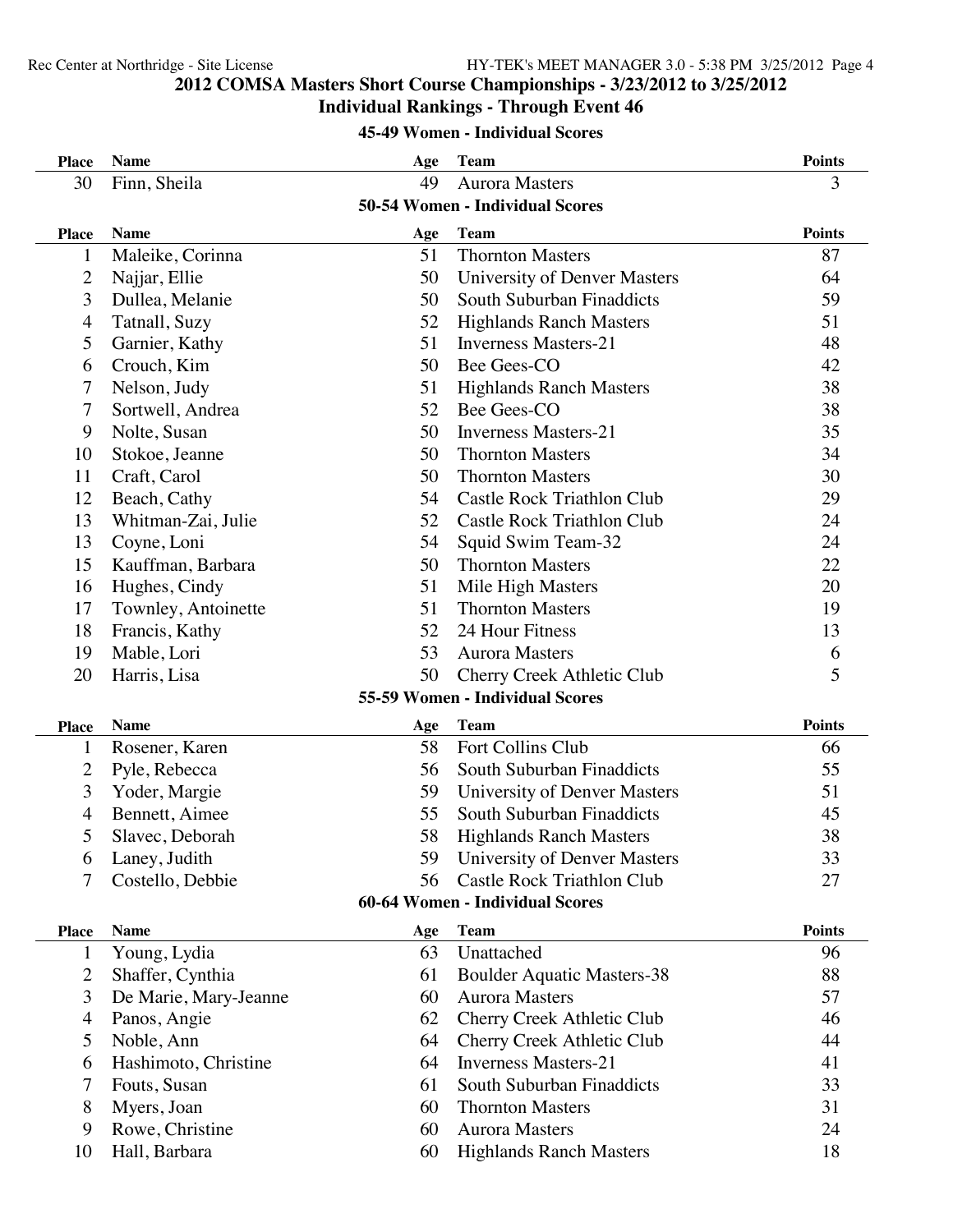## 2012 COMSA Masters Short Course Championships - 3/23/2012 to 3/25/2012

## Individual Rankings - Through Event 46

### 45-49 Women - Individual Scores

| Place | Name | Age | Team | Points |
|---|---|---|---|---|
| 30 | Finn, Sheila | 49 | Aurora Masters | 3 |

### 50-54 Women - Individual Scores

| Place | Name | Age | Team | Points |
|---|---|---|---|---|
| 1 | Maleike, Corinna | 51 | Thornton Masters | 87 |
| 2 | Najjar, Ellie | 50 | University of Denver Masters | 64 |
| 3 | Dullea, Melanie | 50 | South Suburban Finaddicts | 59 |
| 4 | Tatnall, Suzy | 52 | Highlands Ranch Masters | 51 |
| 5 | Garnier, Kathy | 51 | Inverness Masters-21 | 48 |
| 6 | Crouch, Kim | 50 | Bee Gees-CO | 42 |
| 7 | Nelson, Judy | 51 | Highlands Ranch Masters | 38 |
| 7 | Sortwell, Andrea | 52 | Bee Gees-CO | 38 |
| 9 | Nolte, Susan | 50 | Inverness Masters-21 | 35 |
| 10 | Stokoe, Jeanne | 50 | Thornton Masters | 34 |
| 11 | Craft, Carol | 50 | Thornton Masters | 30 |
| 12 | Beach, Cathy | 54 | Castle Rock Triathlon Club | 29 |
| 13 | Whitman-Zai, Julie | 52 | Castle Rock Triathlon Club | 24 |
| 13 | Coyne, Loni | 54 | Squid Swim Team-32 | 24 |
| 15 | Kauffman, Barbara | 50 | Thornton Masters | 22 |
| 16 | Hughes, Cindy | 51 | Mile High Masters | 20 |
| 17 | Townley, Antoinette | 51 | Thornton Masters | 19 |
| 18 | Francis, Kathy | 52 | 24 Hour Fitness | 13 |
| 19 | Mable, Lori | 53 | Aurora Masters | 6 |
| 20 | Harris, Lisa | 50 | Cherry Creek Athletic Club | 5 |

### 55-59 Women - Individual Scores

| Place | Name | Age | Team | Points |
|---|---|---|---|---|
| 1 | Rosener, Karen | 58 | Fort Collins Club | 66 |
| 2 | Pyle, Rebecca | 56 | South Suburban Finaddicts | 55 |
| 3 | Yoder, Margie | 59 | University of Denver Masters | 51 |
| 4 | Bennett, Aimee | 55 | South Suburban Finaddicts | 45 |
| 5 | Slavec, Deborah | 58 | Highlands Ranch Masters | 38 |
| 6 | Laney, Judith | 59 | University of Denver Masters | 33 |
| 7 | Costello, Debbie | 56 | Castle Rock Triathlon Club | 27 |

### 60-64 Women - Individual Scores

| Place | Name | Age | Team | Points |
|---|---|---|---|---|
| 1 | Young, Lydia | 63 | Unattached | 96 |
| 2 | Shaffer, Cynthia | 61 | Boulder Aquatic Masters-38 | 88 |
| 3 | De Marie, Mary-Jeanne | 60 | Aurora Masters | 57 |
| 4 | Panos, Angie | 62 | Cherry Creek Athletic Club | 46 |
| 5 | Noble, Ann | 64 | Cherry Creek Athletic Club | 44 |
| 6 | Hashimoto, Christine | 64 | Inverness Masters-21 | 41 |
| 7 | Fouts, Susan | 61 | South Suburban Finaddicts | 33 |
| 8 | Myers, Joan | 60 | Thornton Masters | 31 |
| 9 | Rowe, Christine | 60 | Aurora Masters | 24 |
| 10 | Hall, Barbara | 60 | Highlands Ranch Masters | 18 |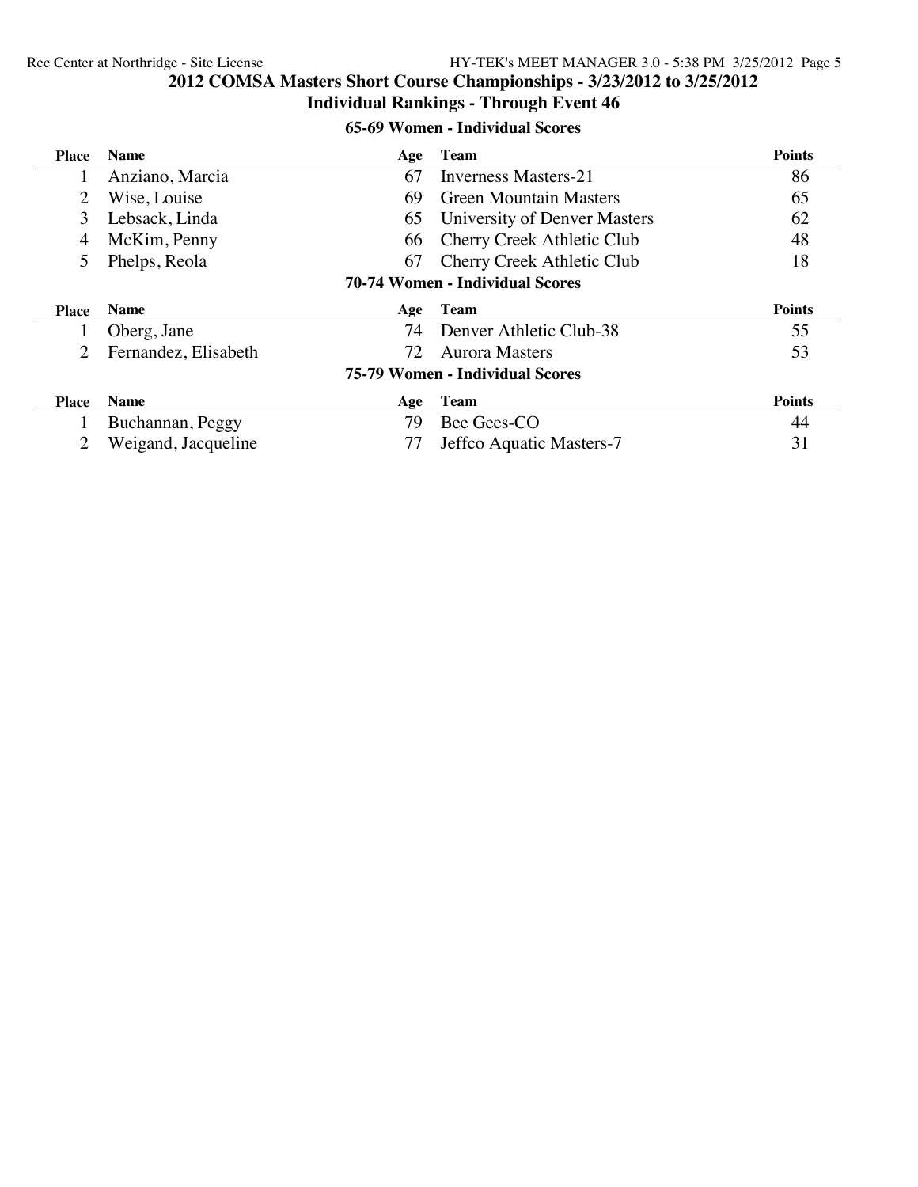## 2012 COMSA Masters Short Course Championships - 3/23/2012 to 3/25/2012

## Individual Rankings - Through Event 46

### 65-69 Women - Individual Scores

| Place | Name | Age | Team | Points |
|---|---|---|---|---|
| 1 | Anziano, Marcia | 67 | Inverness Masters-21 | 86 |
| 2 | Wise, Louise | 69 | Green Mountain Masters | 65 |
| 3 | Lebsack, Linda | 65 | University of Denver Masters | 62 |
| 4 | McKim, Penny | 66 | Cherry Creek Athletic Club | 48 |
| 5 | Phelps, Reola | 67 | Cherry Creek Athletic Club | 18 |

### 70-74 Women - Individual Scores

| Place | Name | Age | Team | Points |
|---|---|---|---|---|
| 1 | Oberg, Jane | 74 | Denver Athletic Club-38 | 55 |
| 2 | Fernandez, Elisabeth | 72 | Aurora Masters | 53 |

### 75-79 Women - Individual Scores

| Place | Name | Age | Team | Points |
|---|---|---|---|---|
| 1 | Buchannan, Peggy | 79 | Bee Gees-CO | 44 |
| 2 | Weigand, Jacqueline | 77 | Jeffco Aquatic Masters-7 | 31 |